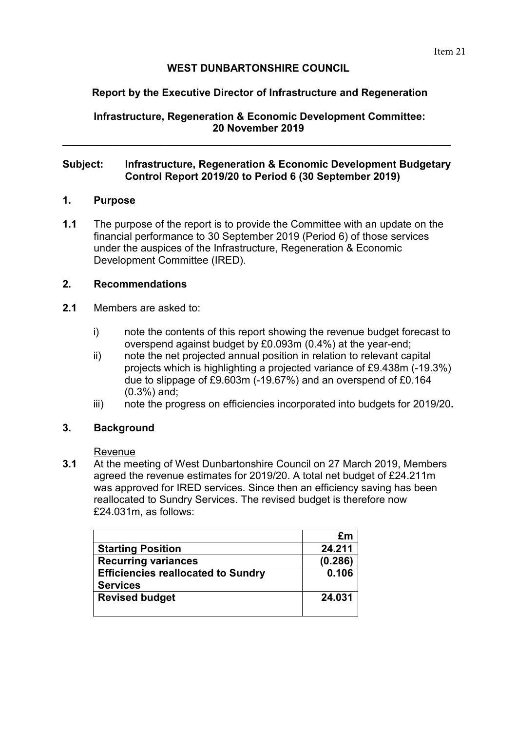Item 21

**WEST DUNBARTONSHIRE COUNCIL**

**Report by the Executive Director of Infrastructure and Regeneration**

**Infrastructure, Regeneration & Economic Development Committee: 20 November 2019**

---

**Subject: Infrastructure, Regeneration & Economic Development Budgetary Control Report 2019/20 to Period 6 (30 September 2019)**

## 1. Purpose

**1.1** The purpose of the report is to provide the Committee with an update on the financial performance to 30 September 2019 (Period 6) of those services under the auspices of the Infrastructure, Regeneration & Economic Development Committee (IRED).

## 2. Recommendations

**2.1** Members are asked to:

i) note the contents of this report showing the revenue budget forecast to overspend against budget by £0.093m (0.4%) at the year-end;

ii) note the net projected annual position in relation to relevant capital projects which is highlighting a projected variance of £9.438m (-19.3%) due to slippage of £9.603m (-19.67%) and an overspend of £0.164 (0.3%) and;

iii) note the progress on efficiencies incorporated into budgets for 2019/20**.**

## 3. Background

Revenue

**3.1** At the meeting of West Dunbartonshire Council on 27 March 2019, Members agreed the revenue estimates for 2019/20. A total net budget of £24.211m was approved for IRED services. Since then an efficiency saving has been reallocated to Sundry Services. The revised budget is therefore now £24.031m, as follows:

| | £m |
|---|---|
| **Starting Position** | **24.211** |
| **Recurring variances** | **(0.286)** |
| **Efficiencies reallocated to Sundry Services** | **0.106** |
| **Revised budget** | **24.031** |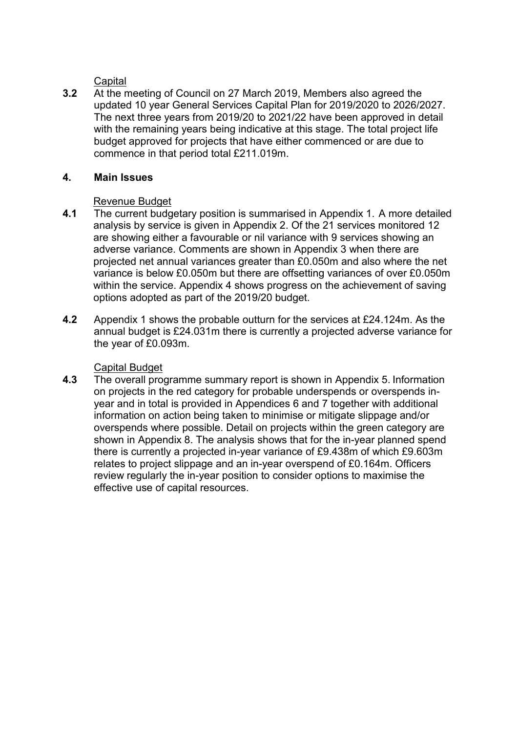Capital

**3.2** At the meeting of Council on 27 March 2019, Members also agreed the updated 10 year General Services Capital Plan for 2019/2020 to 2026/2027. The next three years from 2019/20 to 2021/22 have been approved in detail with the remaining years being indicative at this stage. The total project life budget approved for projects that have either commenced or are due to commence in that period total £211.019m.

## 4. Main Issues

Revenue Budget

**4.1** The current budgetary position is summarised in Appendix 1. A more detailed analysis by service is given in Appendix 2. Of the 21 services monitored 12 are showing either a favourable or nil variance with 9 services showing an adverse variance. Comments are shown in Appendix 3 when there are projected net annual variances greater than £0.050m and also where the net variance is below £0.050m but there are offsetting variances of over £0.050m within the service. Appendix 4 shows progress on the achievement of saving options adopted as part of the 2019/20 budget.

**4.2** Appendix 1 shows the probable outturn for the services at £24.124m. As the annual budget is £24.031m there is currently a projected adverse variance for the year of £0.093m.

Capital Budget

**4.3** The overall programme summary report is shown in Appendix 5. Information on projects in the red category for probable underspends or overspends in-year and in total is provided in Appendices 6 and 7 together with additional information on action being taken to minimise or mitigate slippage and/or overspends where possible. Detail on projects within the green category are shown in Appendix 8. The analysis shows that for the in-year planned spend there is currently a projected in-year variance of £9.438m of which £9.603m relates to project slippage and an in-year overspend of £0.164m. Officers review regularly the in-year position to consider options to maximise the effective use of capital resources.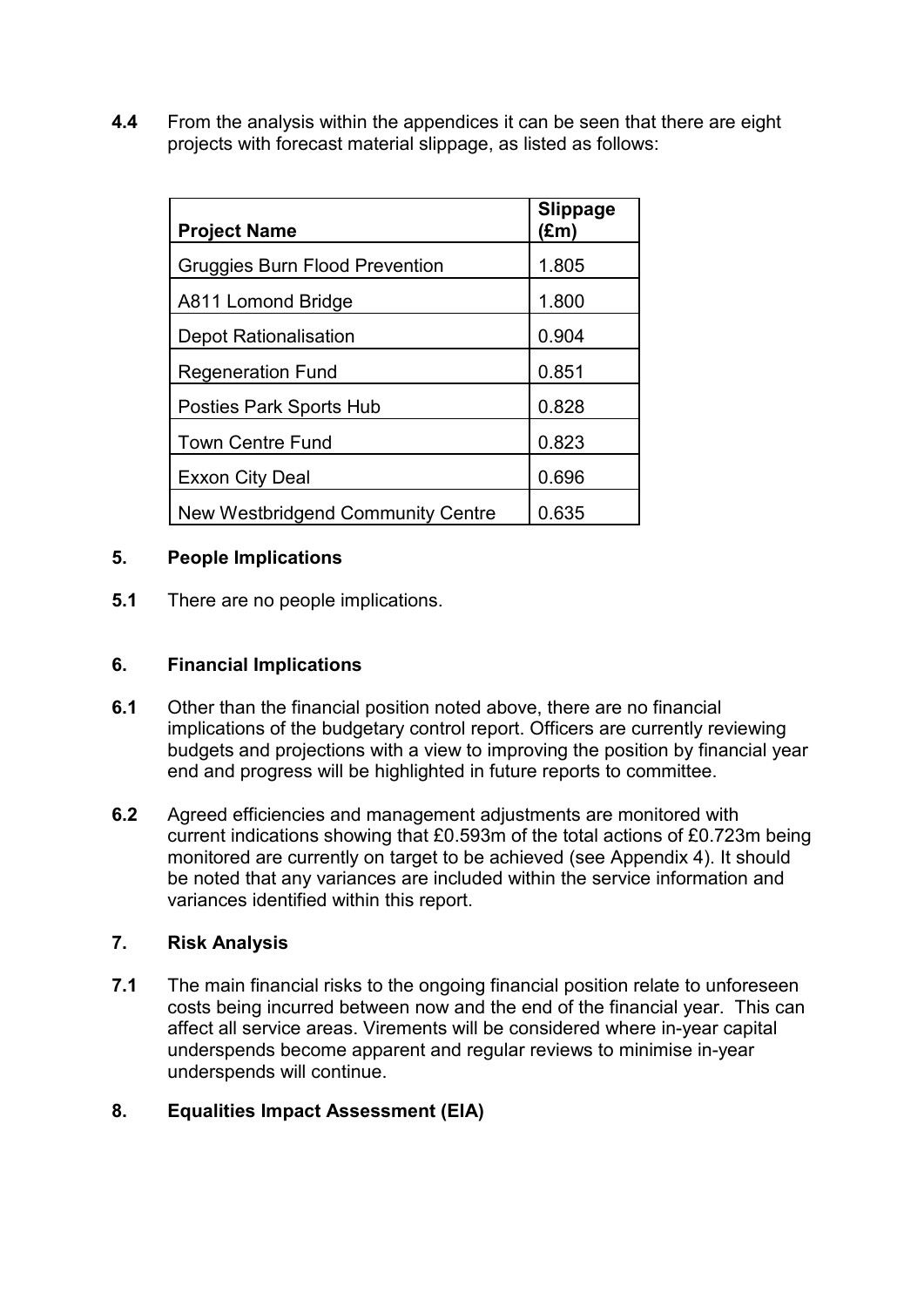**4.4** From the analysis within the appendices it can be seen that there are eight projects with forecast material slippage, as listed as follows:

| Project Name | Slippage (£m) |
|---|---|
| Gruggies Burn Flood Prevention | 1.805 |
| A811 Lomond Bridge | 1.800 |
| Depot Rationalisation | 0.904 |
| Regeneration Fund | 0.851 |
| Posties Park Sports Hub | 0.828 |
| Town Centre Fund | 0.823 |
| Exxon City Deal | 0.696 |
| New Westbridgend Community Centre | 0.635 |

## 5. People Implications

**5.1** There are no people implications.

## 6. Financial Implications

**6.1** Other than the financial position noted above, there are no financial implications of the budgetary control report. Officers are currently reviewing budgets and projections with a view to improving the position by financial year end and progress will be highlighted in future reports to committee.

**6.2** Agreed efficiencies and management adjustments are monitored with current indications showing that £0.593m of the total actions of £0.723m being monitored are currently on target to be achieved (see Appendix 4). It should be noted that any variances are included within the service information and variances identified within this report.

## 7. Risk Analysis

**7.1** The main financial risks to the ongoing financial position relate to unforeseen costs being incurred between now and the end of the financial year. This can affect all service areas. Virements will be considered where in-year capital underspends become apparent and regular reviews to minimise in-year underspends will continue.

## 8. Equalities Impact Assessment (EIA)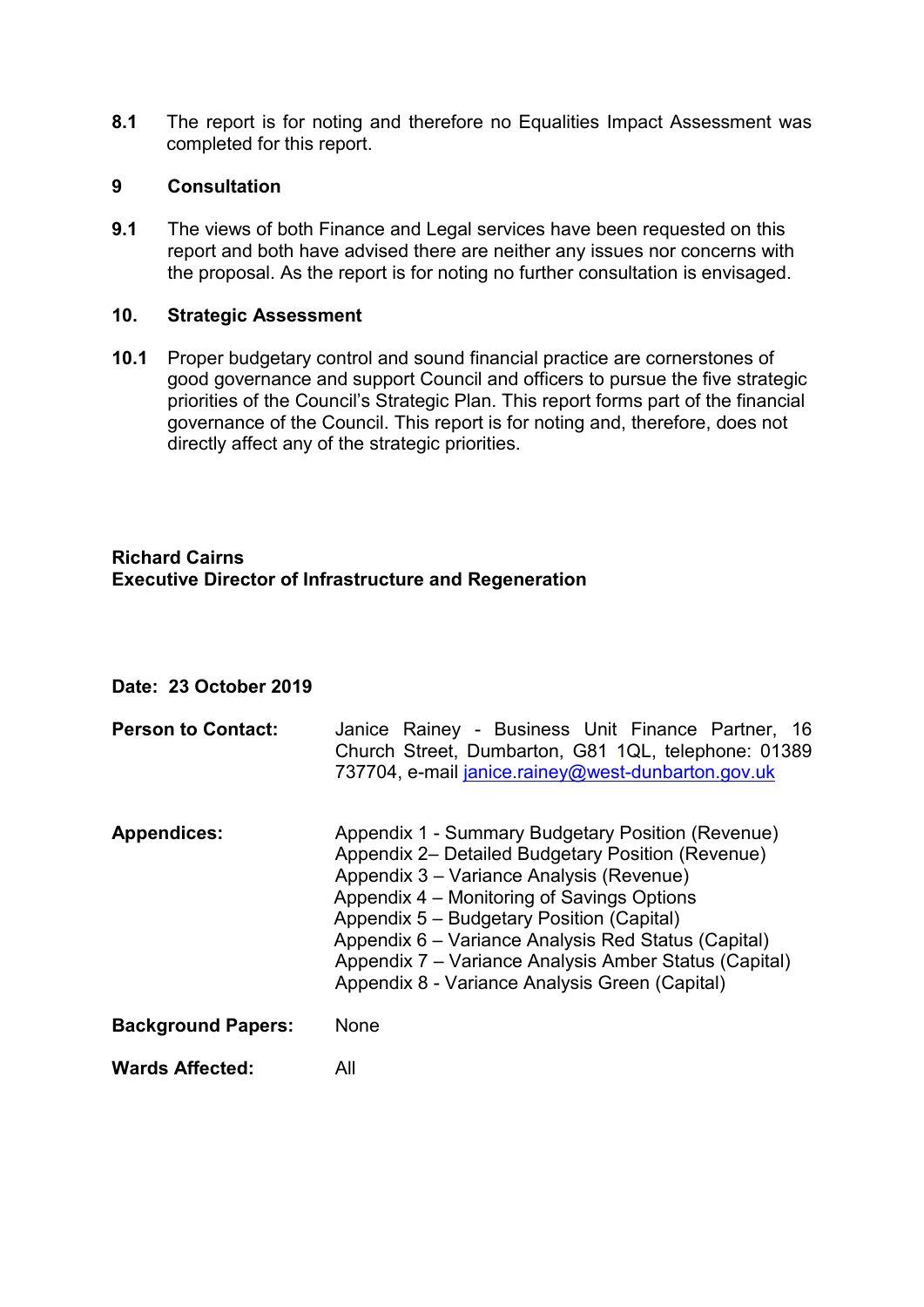**8.1** The report is for noting and therefore no Equalities Impact Assessment was completed for this report.

## 9 Consultation

**9.1** The views of both Finance and Legal services have been requested on this report and both have advised there are neither any issues nor concerns with the proposal. As the report is for noting no further consultation is envisaged.

## 10. Strategic Assessment

**10.1** Proper budgetary control and sound financial practice are cornerstones of good governance and support Council and officers to pursue the five strategic priorities of the Council's Strategic Plan. This report forms part of the financial governance of the Council. This report is for noting and, therefore, does not directly affect any of the strategic priorities.

**Richard Cairns**
**Executive Director of Infrastructure and Regeneration**

**Date: 23 October 2019**

**Person to Contact:** Janice Rainey - Business Unit Finance Partner, 16 Church Street, Dumbarton, G81 1QL, telephone: 01389 737704, e-mail janice.rainey@west-dunbarton.gov.uk

**Appendices:**
Appendix 1 - Summary Budgetary Position (Revenue)
Appendix 2– Detailed Budgetary Position (Revenue)
Appendix 3 – Variance Analysis (Revenue)
Appendix 4 – Monitoring of Savings Options
Appendix 5 – Budgetary Position (Capital)
Appendix 6 – Variance Analysis Red Status (Capital)
Appendix 7 – Variance Analysis Amber Status (Capital)
Appendix 8 - Variance Analysis Green (Capital)

**Background Papers:** None

**Wards Affected:** All